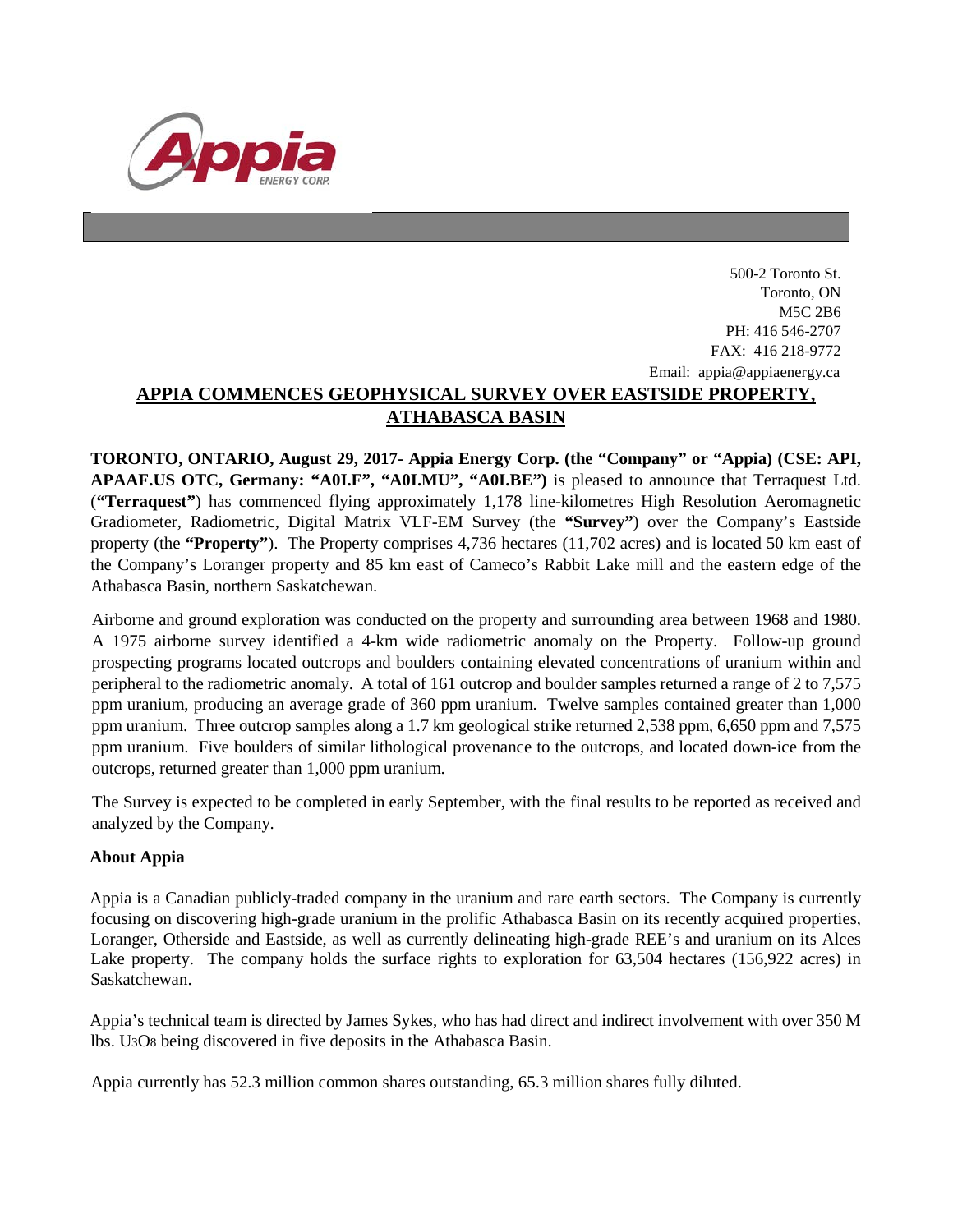500-2 Toronto St.
Toronto, ON
M5C 2B6
PH: 416 546-2707
FAX: 416 218-9772
Email: appia@appiaenergy.ca

# APPIA COMMENCES GEOPHYSICAL SURVEY OVER EASTSIDE PROPERTY, ATHABASCA BASIN

**TORONTO, ONTARIO, August 29, 2017- Appia Energy Corp. (the "Company" or "Appia) (CSE: API, APAAF.US OTC, Germany: "A0I.F", "A0I.MU", "A0I.BE")** is pleased to announce that Terraquest Ltd. (**"Terraquest"**) has commenced flying approximately 1,178 line-kilometres High Resolution Aeromagnetic Gradiometer, Radiometric, Digital Matrix VLF-EM Survey (the **"Survey"**) over the Company's Eastside property (the **"Property"**). The Property comprises 4,736 hectares (11,702 acres) and is located 50 km east of the Company's Loranger property and 85 km east of Cameco's Rabbit Lake mill and the eastern edge of the Athabasca Basin, northern Saskatchewan.

Airborne and ground exploration was conducted on the property and surrounding area between 1968 and 1980. A 1975 airborne survey identified a 4-km wide radiometric anomaly on the Property. Follow-up ground prospecting programs located outcrops and boulders containing elevated concentrations of uranium within and peripheral to the radiometric anomaly. A total of 161 outcrop and boulder samples returned a range of 2 to 7,575 ppm uranium, producing an average grade of 360 ppm uranium. Twelve samples contained greater than 1,000 ppm uranium. Three outcrop samples along a 1.7 km geological strike returned 2,538 ppm, 6,650 ppm and 7,575 ppm uranium. Five boulders of similar lithological provenance to the outcrops, and located down-ice from the outcrops, returned greater than 1,000 ppm uranium.

The Survey is expected to be completed in early September, with the final results to be reported as received and analyzed by the Company.

**About Appia**

Appia is a Canadian publicly-traded company in the uranium and rare earth sectors. The Company is currently focusing on discovering high-grade uranium in the prolific Athabasca Basin on its recently acquired properties, Loranger, Otherside and Eastside, as well as currently delineating high-grade REE's and uranium on its Alces Lake property. The company holds the surface rights to exploration for 63,504 hectares (156,922 acres) in Saskatchewan.

Appia's technical team is directed by James Sykes, who has had direct and indirect involvement with over 350 M lbs. $U_3O_8$ being discovered in five deposits in the Athabasca Basin.

Appia currently has 52.3 million common shares outstanding, 65.3 million shares fully diluted.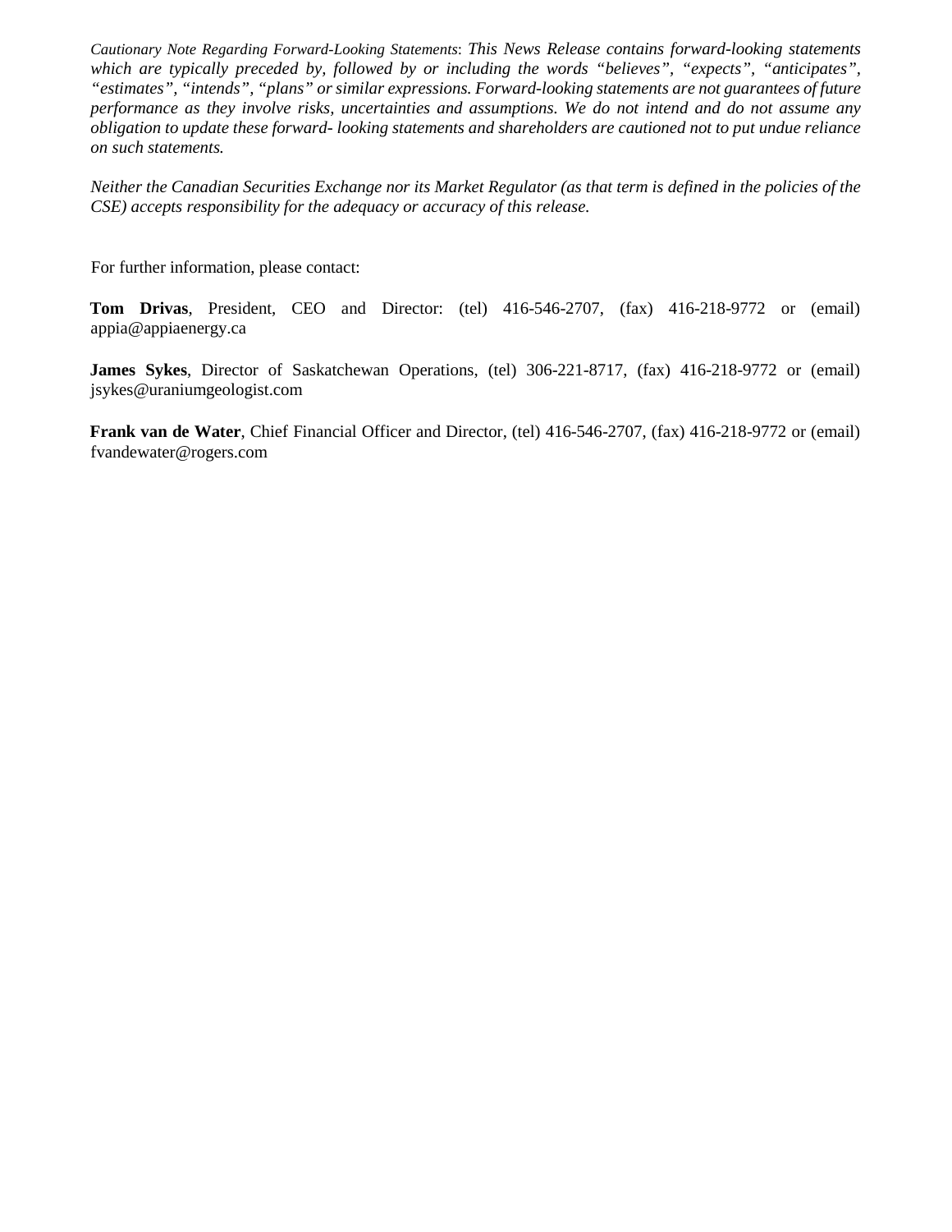*Cautionary Note Regarding Forward-Looking Statements*: *This News Release contains forward-looking statements which are typically preceded by, followed by or including the words "believes", "expects", "anticipates", "estimates", "intends", "plans" or similar expressions. Forward-looking statements are not guarantees of future performance as they involve risks, uncertainties and assumptions. We do not intend and do not assume any obligation to update these forward- looking statements and shareholders are cautioned not to put undue reliance on such statements.*

*Neither the Canadian Securities Exchange nor its Market Regulator (as that term is defined in the policies of the CSE) accepts responsibility for the adequacy or accuracy of this release.*

For further information, please contact:

**Tom Drivas**, President, CEO and Director: (tel) 416-546-2707, (fax) 416-218-9772 or (email) appia@appiaenergy.ca

**James Sykes**, Director of Saskatchewan Operations, (tel) 306-221-8717, (fax) 416-218-9772 or (email) jsykes@uraniumgeologist.com

**Frank van de Water**, Chief Financial Officer and Director, (tel) 416-546-2707, (fax) 416-218-9772 or (email) fvandewater@rogers.com